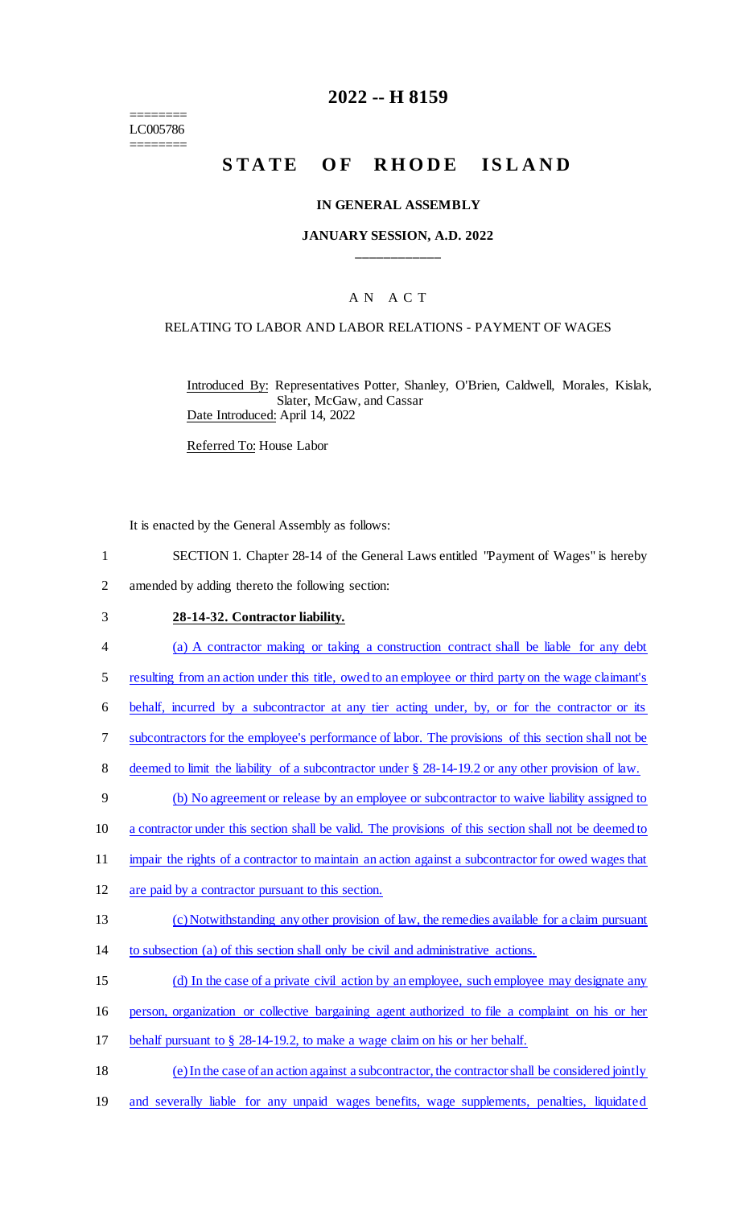========
LC005786
========

# 2022 -- H 8159

# STATE OF RHODE ISLAND

## IN GENERAL ASSEMBLY

### JANUARY SESSION, A.D. 2022

---

## A N A C T

### RELATING TO LABOR AND LABOR RELATIONS - PAYMENT OF WAGES

Introduced By: Representatives Potter, Shanley, O'Brien, Caldwell, Morales, Kislak, Slater, McGaw, and Cassar
Date Introduced: April 14, 2022

Referred To: House Labor

It is enacted by the General Assembly as follows:

1 SECTION 1. Chapter 28-14 of the General Laws entitled "Payment of Wages" is hereby
2 amended by adding thereto the following section:

3 **28-14-32. Contractor liability.**

4 (a) A contractor making or taking a construction contract shall be liable for any debt
5 resulting from an action under this title, owed to an employee or third party on the wage claimant's
6 behalf, incurred by a subcontractor at any tier acting under, by, or for the contractor or its
7 subcontractors for the employee's performance of labor. The provisions of this section shall not be
8 deemed to limit the liability of a subcontractor under § 28-14-19.2 or any other provision of law.

9 (b) No agreement or release by an employee or subcontractor to waive liability assigned to
10 a contractor under this section shall be valid. The provisions of this section shall not be deemed to
11 impair the rights of a contractor to maintain an action against a subcontractor for owed wages that
12 are paid by a contractor pursuant to this section.

13 (c) Notwithstanding any other provision of law, the remedies available for a claim pursuant
14 to subsection (a) of this section shall only be civil and administrative actions.

15 (d) In the case of a private civil action by an employee, such employee may designate any
16 person, organization or collective bargaining agent authorized to file a complaint on his or her
17 behalf pursuant to § 28-14-19.2, to make a wage claim on his or her behalf.

18 (e) In the case of an action against a subcontractor, the contractor shall be considered jointly
19 and severally liable for any unpaid wages benefits, wage supplements, penalties, liquidated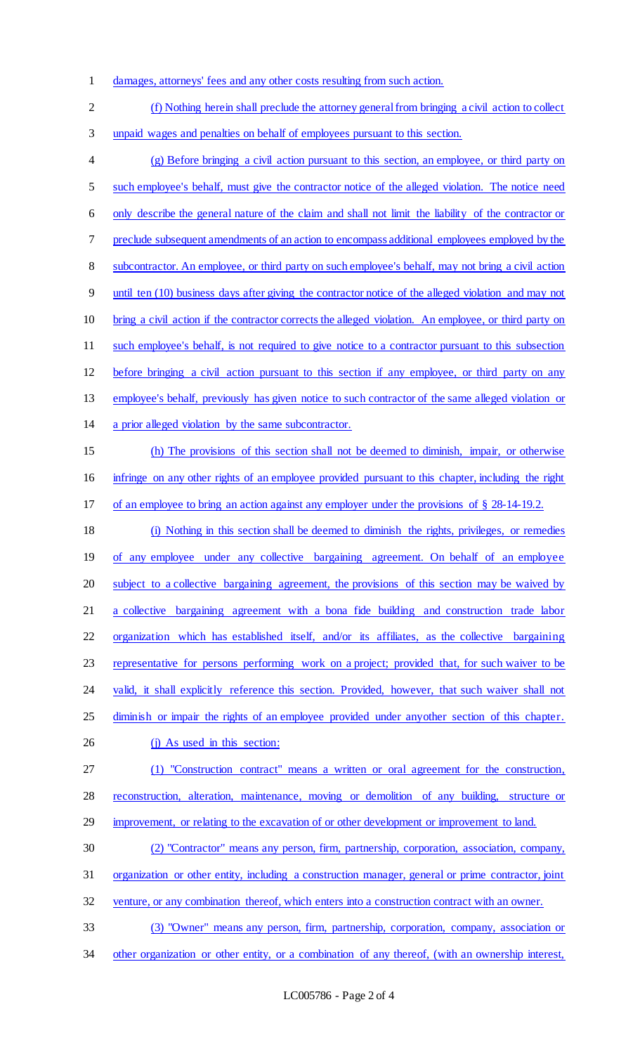damages, attorneys' fees and any other costs resulting from such action.

(f) Nothing herein shall preclude the attorney general from bringing a civil action to collect unpaid wages and penalties on behalf of employees pursuant to this section.

(g) Before bringing a civil action pursuant to this section, an employee, or third party on such employee's behalf, must give the contractor notice of the alleged violation. The notice need only describe the general nature of the claim and shall not limit the liability of the contractor or preclude subsequent amendments of an action to encompass additional employees employed by the subcontractor. An employee, or third party on such employee's behalf, may not bring a civil action until ten (10) business days after giving the contractor notice of the alleged violation and may not bring a civil action if the contractor corrects the alleged violation. An employee, or third party on such employee's behalf, is not required to give notice to a contractor pursuant to this subsection before bringing a civil action pursuant to this section if any employee, or third party on any employee's behalf, previously has given notice to such contractor of the same alleged violation or a prior alleged violation by the same subcontractor.

(h) The provisions of this section shall not be deemed to diminish, impair, or otherwise infringe on any other rights of an employee provided pursuant to this chapter, including the right of an employee to bring an action against any employer under the provisions of § 28-14-19.2.

(i) Nothing in this section shall be deemed to diminish the rights, privileges, or remedies of any employee under any collective bargaining agreement. On behalf of an employee subject to a collective bargaining agreement, the provisions of this section may be waived by a collective bargaining agreement with a bona fide building and construction trade labor organization which has established itself, and/or its affiliates, as the collective bargaining representative for persons performing work on a project; provided that, for such waiver to be valid, it shall explicitly reference this section. Provided, however, that such waiver shall not diminish or impair the rights of an employee provided under anyother section of this chapter.

(j) As used in this section:

(1) "Construction contract" means a written or oral agreement for the construction, reconstruction, alteration, maintenance, moving or demolition of any building, structure or improvement, or relating to the excavation of or other development or improvement to land.

(2) "Contractor" means any person, firm, partnership, corporation, association, company, organization or other entity, including a construction manager, general or prime contractor, joint venture, or any combination thereof, which enters into a construction contract with an owner.

(3) "Owner" means any person, firm, partnership, corporation, company, association or other organization or other entity, or a combination of any thereof, (with an ownership interest,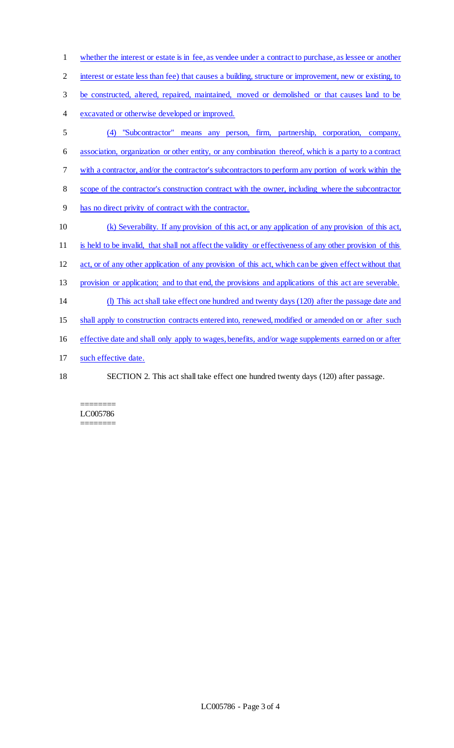whether the interest or estate is in fee, as vendee under a contract to purchase, as lessee or another interest or estate less than fee) that causes a building, structure or improvement, new or existing, to be constructed, altered, repaired, maintained, moved or demolished or that causes land to be excavated or otherwise developed or improved.

(4) "Subcontractor" means any person, firm, partnership, corporation, company, association, organization or other entity, or any combination thereof, which is a party to a contract with a contractor, and/or the contractor's subcontractors to perform any portion of work within the scope of the contractor's construction contract with the owner, including where the subcontractor has no direct privity of contract with the contractor.

(k) Severability. If any provision of this act, or any application of any provision of this act, is held to be invalid, that shall not affect the validity or effectiveness of any other provision of this act, or of any other application of any provision of this act, which can be given effect without that provision or application; and to that end, the provisions and applications of this act are severable.

(l) This act shall take effect one hundred and twenty days (120) after the passage date and shall apply to construction contracts entered into, renewed, modified or amended on or after such effective date and shall only apply to wages, benefits, and/or wage supplements earned on or after such effective date.

SECTION 2. This act shall take effect one hundred twenty days (120) after passage.

========
LC005786
========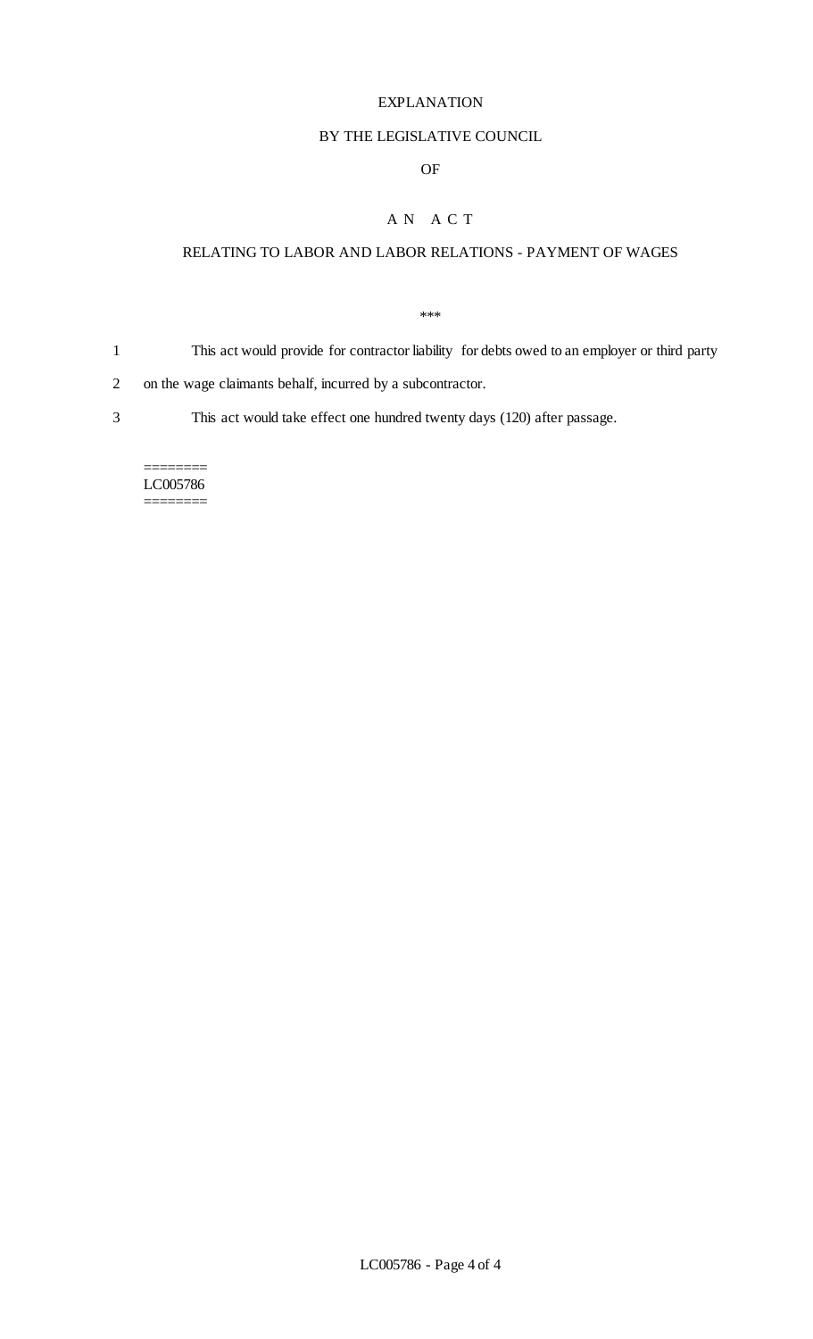EXPLANATION

BY THE LEGISLATIVE COUNCIL

OF

A N A C T

RELATING TO LABOR AND LABOR RELATIONS - PAYMENT OF WAGES

\*\*\*

1 This act would provide for contractor liability for debts owed to an employer or third party

2 on the wage claimants behalf, incurred by a subcontractor.

3 This act would take effect one hundred twenty days (120) after passage.

========
LC005786
========